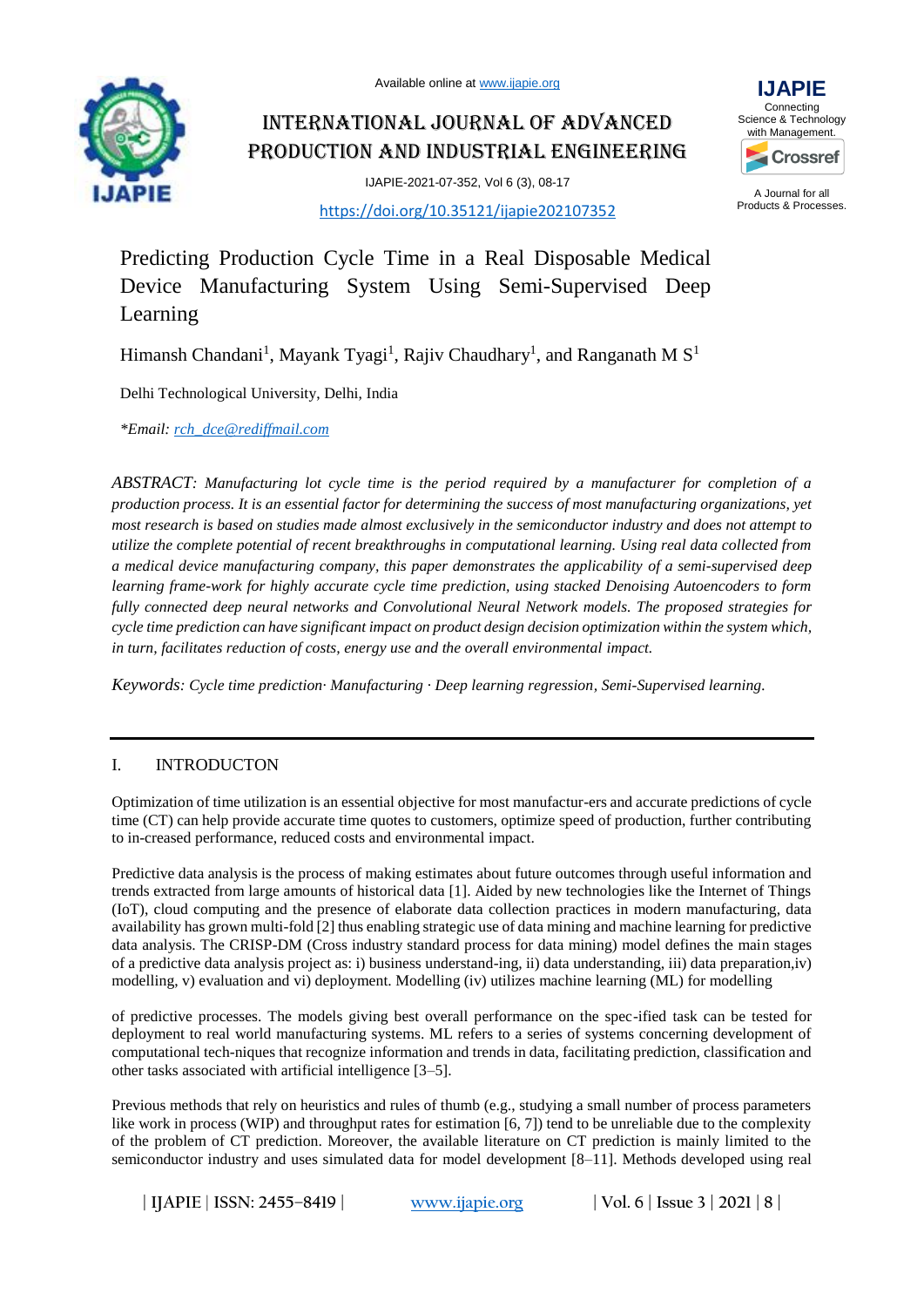# Predicting Production Cycle Time in a Real Disposable Medical Device Manufacturing System Using Semi-Supervised Deep Learning

Himansh Chandani[1], Mayank Tyagi[1], Rajiv Chaudhary[1], and Ranganath M S[1]

Delhi Technological University, Delhi, India

*\*Email: rch_dce@rediffmail.com*

*ABSTRACT: Manufacturing lot cycle time is the period required by a manufacturer for completion of a production process. It is an essential factor for determining the success of most manufacturing organizations, yet most research is based on studies made almost exclusively in the semiconductor industry and does not attempt to utilize the complete potential of recent breakthroughs in computational learning. Using real data collected from a medical device manufacturing company, this paper demonstrates the applicability of a semi-supervised deep learning frame-work for highly accurate cycle time prediction, using stacked Denoising Autoencoders to form fully connected deep neural networks and Convolutional Neural Network models. The proposed strategies for cycle time prediction can have significant impact on product design decision optimization within the system which, in turn, facilitates reduction of costs, energy use and the overall environmental impact.*

*Keywords: Cycle time prediction· Manufacturing · Deep learning regression, Semi-Supervised learning.*

## I. INTRODUCTON

Optimization of time utilization is an essential objective for most manufactur-ers and accurate predictions of cycle time (CT) can help provide accurate time quotes to customers, optimize speed of production, further contributing to in-creased performance, reduced costs and environmental impact.

Predictive data analysis is the process of making estimates about future outcomes through useful information and trends extracted from large amounts of historical data [1]. Aided by new technologies like the Internet of Things (IoT), cloud computing and the presence of elaborate data collection practices in modern manufacturing, data availability has grown multi-fold [2] thus enabling strategic use of data mining and machine learning for predictive data analysis. The CRISP-DM (Cross industry standard process for data mining) model defines the main stages of a predictive data analysis project as: i) business understand-ing, ii) data understanding, iii) data preparation,iv) modelling, v) evaluation and vi) deployment. Modelling (iv) utilizes machine learning (ML) for modelling of predictive processes. The models giving best overall performance on the spec-ified task can be tested for deployment to real world manufacturing systems. ML refers to a series of systems concerning development of computational tech-niques that recognize information and trends in data, facilitating prediction, classification and other tasks associated with artificial intelligence [3–5].

Previous methods that rely on heuristics and rules of thumb (e.g., studying a small number of process parameters like work in process (WIP) and throughput rates for estimation [6, 7]) tend to be unreliable due to the complexity of the problem of CT prediction. Moreover, the available literature on CT prediction is mainly limited to the semiconductor industry and uses simulated data for model development [8–11]. Methods developed using real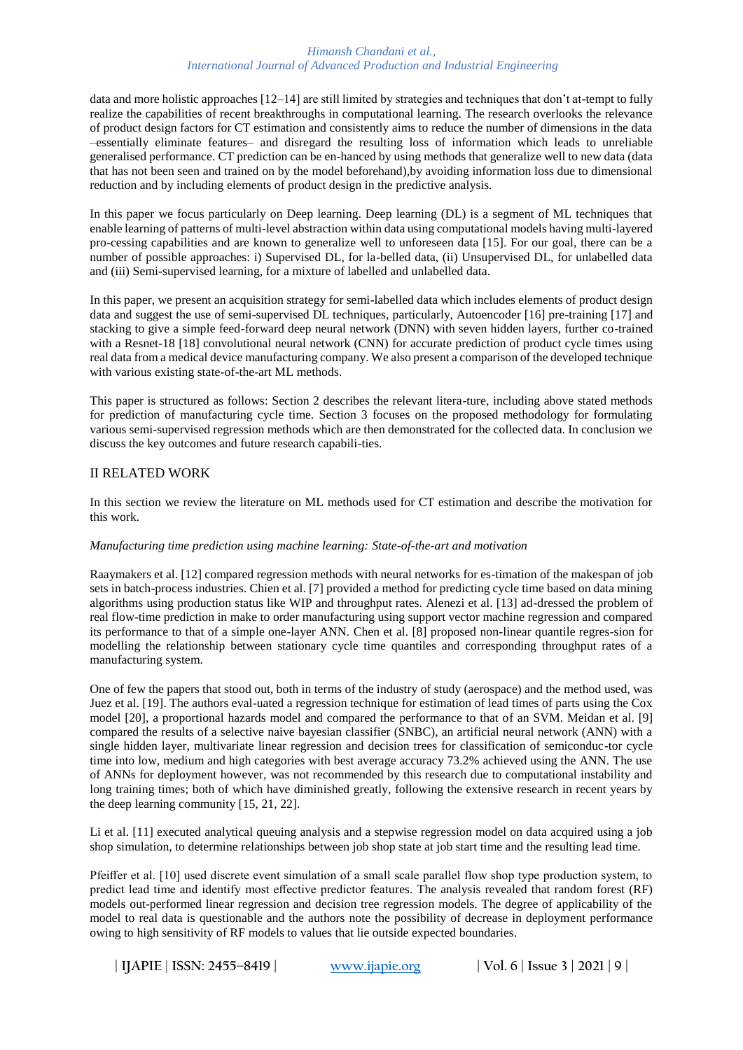data and more holistic approaches [12–14] are still limited by strategies and techniques that don't at-tempt to fully realize the capabilities of recent breakthroughs in computational learning. The research overlooks the relevance of product design factors for CT estimation and consistently aims to reduce the number of dimensions in the data –essentially eliminate features– and disregard the resulting loss of information which leads to unreliable generalised performance. CT prediction can be en-hanced by using methods that generalize well to new data (data that has not been seen and trained on by the model beforehand),by avoiding information loss due to dimensional reduction and by including elements of product design in the predictive analysis.

In this paper we focus particularly on Deep learning. Deep learning (DL) is a segment of ML techniques that enable learning of patterns of multi-level abstraction within data using computational models having multi-layered pro-cessing capabilities and are known to generalize well to unforeseen data [15]. For our goal, there can be a number of possible approaches: i) Supervised DL, for la-belled data, (ii) Unsupervised DL, for unlabelled data and (iii) Semi-supervised learning, for a mixture of labelled and unlabelled data.

In this paper, we present an acquisition strategy for semi-labelled data which includes elements of product design data and suggest the use of semi-supervised DL techniques, particularly, Autoencoder [16] pre-training [17] and stacking to give a simple feed-forward deep neural network (DNN) with seven hidden layers, further co-trained with a Resnet-18 [18] convolutional neural network (CNN) for accurate prediction of product cycle times using real data from a medical device manufacturing company. We also present a comparison of the developed technique with various existing state-of-the-art ML methods.

This paper is structured as follows: Section 2 describes the relevant litera-ture, including above stated methods for prediction of manufacturing cycle time. Section 3 focuses on the proposed methodology for formulating various semi-supervised regression methods which are then demonstrated for the collected data. In conclusion we discuss the key outcomes and future research capabili-ties.

## II RELATED WORK

In this section we review the literature on ML methods used for CT estimation and describe the motivation for this work.

*Manufacturing time prediction using machine learning: State-of-the-art and motivation*

Raaymakers et al. [12] compared regression methods with neural networks for es-timation of the makespan of job sets in batch-process industries. Chien et al. [7] provided a method for predicting cycle time based on data mining algorithms using production status like WIP and throughput rates. Alenezi et al. [13] ad-dressed the problem of real flow-time prediction in make to order manufacturing using support vector machine regression and compared its performance to that of a simple one-layer ANN. Chen et al. [8] proposed non-linear quantile regres-sion for modelling the relationship between stationary cycle time quantiles and corresponding throughput rates of a manufacturing system.

One of few the papers that stood out, both in terms of the industry of study (aerospace) and the method used, was Juez et al. [19]. The authors eval-uated a regression technique for estimation of lead times of parts using the Cox model [20], a proportional hazards model and compared the performance to that of an SVM. Meidan et al. [9] compared the results of a selective naive bayesian classifier (SNBC), an artificial neural network (ANN) with a single hidden layer, multivariate linear regression and decision trees for classification of semiconduc-tor cycle time into low, medium and high categories with best average accuracy 73.2% achieved using the ANN. The use of ANNs for deployment however, was not recommended by this research due to computational instability and long training times; both of which have diminished greatly, following the extensive research in recent years by the deep learning community [15, 21, 22].

Li et al. [11] executed analytical queuing analysis and a stepwise regression model on data acquired using a job shop simulation, to determine relationships between job shop state at job start time and the resulting lead time.

Pfeiffer et al. [10] used discrete event simulation of a small scale parallel flow shop type production system, to predict lead time and identify most effective predictor features. The analysis revealed that random forest (RF) models out-performed linear regression and decision tree regression models. The degree of applicability of the model to real data is questionable and the authors note the possibility of decrease in deployment performance owing to high sensitivity of RF models to values that lie outside expected boundaries.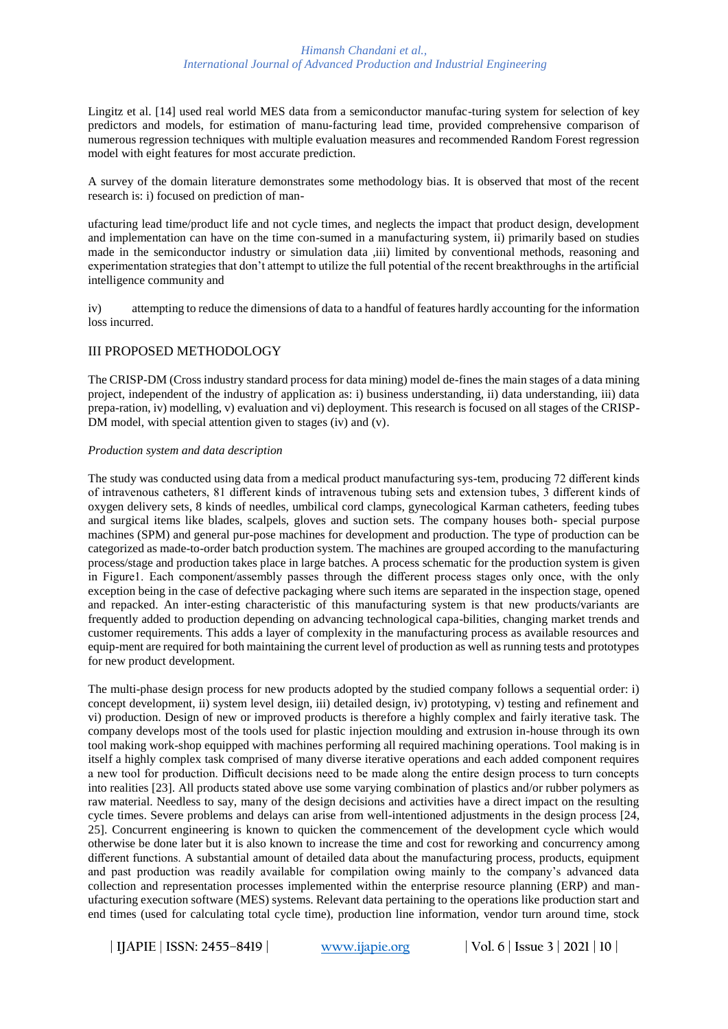Lingitz et al. [14] used real world MES data from a semiconductor manufac-turing system for selection of key predictors and models, for estimation of manu-facturing lead time, provided comprehensive comparison of numerous regression techniques with multiple evaluation measures and recommended Random Forest regression model with eight features for most accurate prediction.

A survey of the domain literature demonstrates some methodology bias. It is observed that most of the recent research is: i) focused on prediction of man-

ufacturing lead time/product life and not cycle times, and neglects the impact that product design, development and implementation can have on the time con-sumed in a manufacturing system, ii) primarily based on studies made in the semiconductor industry or simulation data ,iii) limited by conventional methods, reasoning and experimentation strategies that don't attempt to utilize the full potential of the recent breakthroughs in the artificial intelligence community and

iv) attempting to reduce the dimensions of data to a handful of features hardly accounting for the information loss incurred.

## III PROPOSED METHODOLOGY

The CRISP-DM (Cross industry standard process for data mining) model de-fines the main stages of a data mining project, independent of the industry of application as: i) business understanding, ii) data understanding, iii) data prepa-ration, iv) modelling, v) evaluation and vi) deployment. This research is focused on all stages of the CRISP-DM model, with special attention given to stages (iv) and (v).

### *Production system and data description*

The study was conducted using data from a medical product manufacturing sys-tem, producing 72 different kinds of intravenous catheters, 81 different kinds of intravenous tubing sets and extension tubes, 3 different kinds of oxygen delivery sets, 8 kinds of needles, umbilical cord clamps, gynecological Karman catheters, feeding tubes and surgical items like blades, scalpels, gloves and suction sets. The company houses both- special purpose machines (SPM) and general pur-pose machines for development and production. The type of production can be categorized as made-to-order batch production system. The machines are grouped according to the manufacturing process/stage and production takes place in large batches. A process schematic for the production system is given in Figure1. Each component/assembly passes through the different process stages only once, with the only exception being in the case of defective packaging where such items are separated in the inspection stage, opened and repacked. An inter-esting characteristic of this manufacturing system is that new products/variants are frequently added to production depending on advancing technological capa-bilities, changing market trends and customer requirements. This adds a layer of complexity in the manufacturing process as available resources and equip-ment are required for both maintaining the current level of production as well as running tests and prototypes for new product development.

The multi-phase design process for new products adopted by the studied company follows a sequential order: i) concept development, ii) system level design, iii) detailed design, iv) prototyping, v) testing and refinement and vi) production. Design of new or improved products is therefore a highly complex and fairly iterative task. The company develops most of the tools used for plastic injection moulding and extrusion in-house through its own tool making work-shop equipped with machines performing all required machining operations. Tool making is in itself a highly complex task comprised of many diverse iterative operations and each added component requires a new tool for production. Difficult decisions need to be made along the entire design process to turn concepts into realities [23]. All products stated above use some varying combination of plastics and/or rubber polymers as raw material. Needless to say, many of the design decisions and activities have a direct impact on the resulting cycle times. Severe problems and delays can arise from well-intentioned adjustments in the design process [24, 25]. Concurrent engineering is known to quicken the commencement of the development cycle which would otherwise be done later but it is also known to increase the time and cost for reworking and concurrency among different functions. A substantial amount of detailed data about the manufacturing process, products, equipment and past production was readily available for compilation owing mainly to the company's advanced data collection and representation processes implemented within the enterprise resource planning (ERP) and man-ufacturing execution software (MES) systems. Relevant data pertaining to the operations like production start and end times (used for calculating total cycle time), production line information, vendor turn around time, stock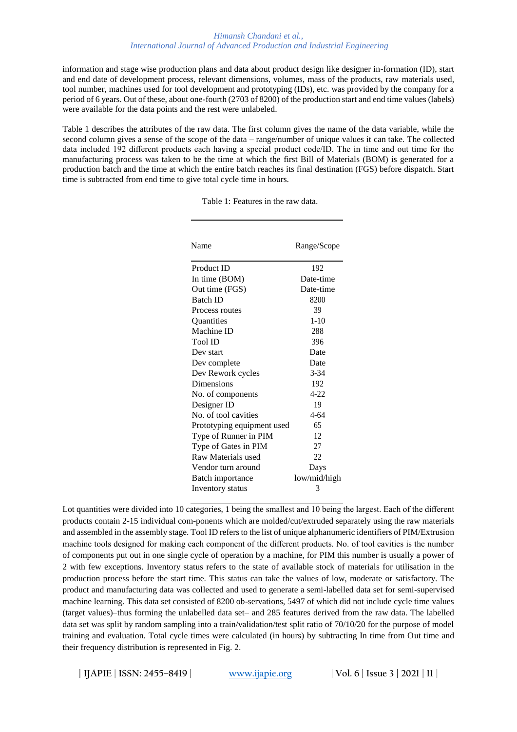information and stage wise production plans and data about product design like designer in-formation (ID), start and end date of development process, relevant dimensions, volumes, mass of the products, raw materials used, tool number, machines used for tool development and prototyping (IDs), etc. was provided by the company for a period of 6 years. Out of these, about one-fourth (2703 of 8200) of the production start and end time values (labels) were available for the data points and the rest were unlabeled.

Table 1 describes the attributes of the raw data. The first column gives the name of the data variable, while the second column gives a sense of the scope of the data – range/number of unique values it can take. The collected data included 192 different products each having a special product code/ID. The in time and out time for the manufacturing process was taken to be the time at which the first Bill of Materials (BOM) is generated for a production batch and the time at which the entire batch reaches its final destination (FGS) before dispatch. Start time is subtracted from end time to give total cycle time in hours.

Table 1: Features in the raw data.

| Name | Range/Scope |
| --- | --- |
| Product ID | 192 |
| In time (BOM) | Date-time |
| Out time (FGS) | Date-time |
| Batch ID | 8200 |
| Process routes | 39 |
| Quantities | 1-10 |
| Machine ID | 288 |
| Tool ID | 396 |
| Dev start | Date |
| Dev complete | Date |
| Dev Rework cycles | 3-34 |
| Dimensions | 192 |
| No. of components | 4-22 |
| Designer ID | 19 |
| No. of tool cavities | 4-64 |
| Prototyping equipment used | 65 |
| Type of Runner in PIM | 12 |
| Type of Gates in PIM | 27 |
| Raw Materials used | 22 |
| Vendor turn around | Days |
| Batch importance | low/mid/high |
| Inventory status | 3 |

Lot quantities were divided into 10 categories, 1 being the smallest and 10 being the largest. Each of the different products contain 2-15 individual com-ponents which are molded/cut/extruded separately using the raw materials and assembled in the assembly stage. Tool ID refers to the list of unique alphanumeric identifiers of PIM/Extrusion machine tools designed for making each component of the different products. No. of tool cavities is the number of components put out in one single cycle of operation by a machine, for PIM this number is usually a power of 2 with few exceptions. Inventory status refers to the state of available stock of materials for utilisation in the production process before the start time. This status can take the values of low, moderate or satisfactory. The product and manufacturing data was collected and used to generate a semi-labelled data set for semi-supervised machine learning. This data set consisted of 8200 ob-servations, 5497 of which did not include cycle time values (target values)–thus forming the unlabelled data set– and 285 features derived from the raw data. The labelled data set was split by random sampling into a train/validation/test split ratio of 70/10/20 for the purpose of model training and evaluation. Total cycle times were calculated (in hours) by subtracting In time from Out time and their frequency distribution is represented in Fig. 2.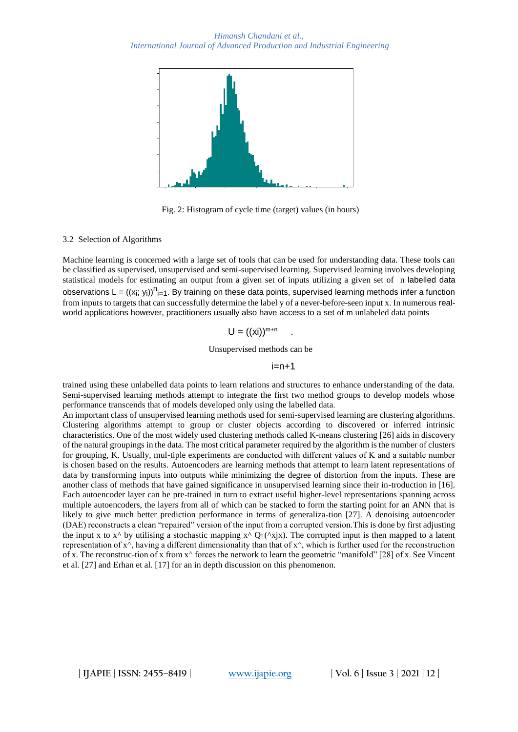Fig. 2: Histogram of cycle time (target) values (in hours)

### 3.2 Selection of Algorithms

Machine learning is concerned with a large set of tools that can be used for understanding data. These tools can be classified as supervised, unsupervised and semi-supervised learning. Supervised learning involves developing statistical models for estimating an output from a given set of inputs utilizing a given set of n labelled data observations $L = ((x_i; y_i))^n_{i=1}$. By training on these data points, supervised learning methods infer a function from inputs to targets that can successfully determine the label y of a never-before-seen input x. In numerous real-world applications however, practitioners usually also have access to a set of m unlabeled data points

$$U = ((xi))^{m+n}_{i=n+1} .$$

Unsupervised methods can be trained using these unlabelled data points to learn relations and structures to enhance understanding of the data. Semi-supervised learning methods attempt to integrate the first two method groups to develop models whose performance transcends that of models developed only using the labelled data.

An important class of unsupervised learning methods used for semi-supervised learning are clustering algorithms. Clustering algorithms attempt to group or cluster objects according to discovered or inferred intrinsic characteristics. One of the most widely used clustering methods called K-means clustering [26] aids in discovery of the natural groupings in the data. The most critical parameter required by the algorithm is the number of clusters for grouping, K. Usually, mul-tiple experiments are conducted with different values of K and a suitable number is chosen based on the results. Autoencoders are learning methods that attempt to learn latent representations of data by transforming inputs into outputs while minimizing the degree of distortion from the inputs. These are another class of methods that have gained significance in unsupervised learning since their in-troduction in [16]. Each autoencoder layer can be pre-trained in turn to extract useful higher-level representations spanning across multiple autoencoders, the layers from all of which can be stacked to form the starting point for an ANN that is likely to give much better prediction performance in terms of generaliza-tion [27]. A denoising autoencoder (DAE) reconstructs a clean "repaired" version of the input from a corrupted version.This is done by first adjusting the input x to x^ by utilising a stochastic mapping x^ $Q_L$(^xjx). The corrupted input is then mapped to a latent representation of x^, having a different dimensionality than that of x^, which is further used for the reconstruction of x. The reconstruc-tion of x from x^ forces the network to learn the geometric "manifold" [28] of x. See Vincent et al. [27] and Erhan et al. [17] for an in depth discussion on this phenomenon.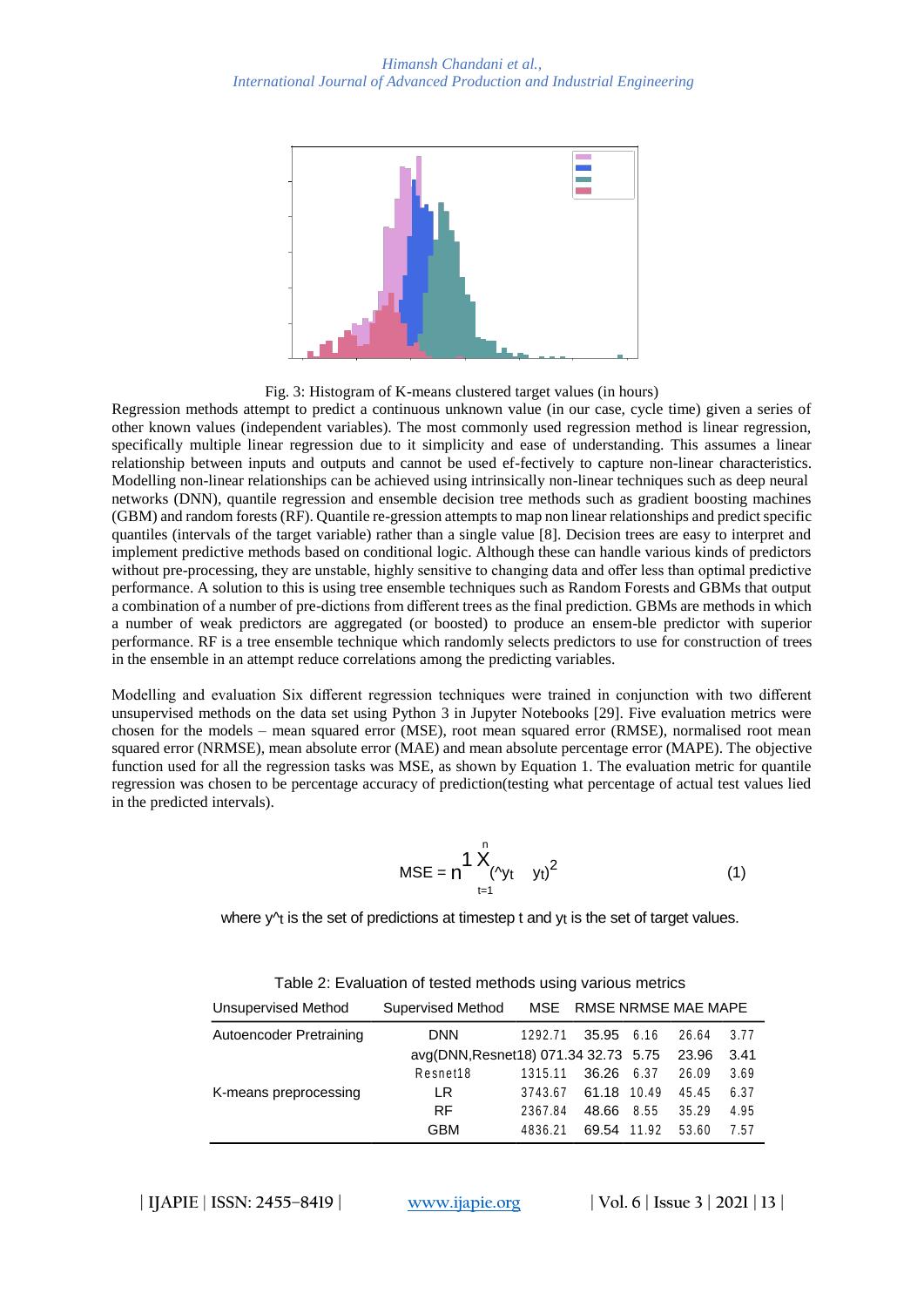Fig. 3: Histogram of K-means clustered target values (in hours)

Regression methods attempt to predict a continuous unknown value (in our case, cycle time) given a series of other known values (independent variables). The most commonly used regression method is linear regression, specifically multiple linear regression due to it simplicity and ease of understanding. This assumes a linear relationship between inputs and outputs and cannot be used ef-fectively to capture non-linear characteristics. Modelling non-linear relationships can be achieved using intrinsically non-linear techniques such as deep neural networks (DNN), quantile regression and ensemble decision tree methods such as gradient boosting machines (GBM) and random forests (RF). Quantile re-gression attempts to map non linear relationships and predict specific quantiles (intervals of the target variable) rather than a single value [8]. Decision trees are easy to interpret and implement predictive methods based on conditional logic. Although these can handle various kinds of predictors without pre-processing, they are unstable, highly sensitive to changing data and offer less than optimal predictive performance. A solution to this is using tree ensemble techniques such as Random Forests and GBMs that output a combination of a number of pre-dictions from different trees as the final prediction. GBMs are methods in which a number of weak predictors are aggregated (or boosted) to produce an ensem-ble predictor with superior performance. RF is a tree ensemble technique which randomly selects predictors to use for construction of trees in the ensemble in an attempt reduce correlations among the predicting variables.

Modelling and evaluation Six different regression techniques were trained in conjunction with two different unsupervised methods on the data set using Python 3 in Jupyter Notebooks [29]. Five evaluation metrics were chosen for the models – mean squared error (MSE), root mean squared error (RMSE), normalised root mean squared error (NRMSE), mean absolute error (MAE) and mean absolute percentage error (MAPE). The objective function used for all the regression tasks was MSE, as shown by Equation 1. The evaluation metric for quantile regression was chosen to be percentage accuracy of prediction(testing what percentage of actual test values lied in the predicted intervals).

$$MSE = \frac{1}{n}\sum_{t=1}^{n}(\hat{y}_t - y_t)^2 \qquad (1)$$

where $\hat{y}_t$ is the set of predictions at timestep t and $y_t$ is the set of target values.

Table 2: Evaluation of tested methods using various metrics

| Unsupervised Method | Supervised Method | MSE | RMSE | NRMSE | MAE | MAPE |
|---|---|---|---|---|---|---|
| Autoencoder Pretraining | DNN | 1292.71 | 35.95 | 6.16 | 26.64 | 3.77 |
| | avg(DNN,Resnet18) | 071.34 | 32.73 | 5.75 | 23.96 | 3.41 |
| | Resnet18 | 1315.11 | 36.26 | 6.37 | 26.09 | 3.69 |
| K-means preprocessing | LR | 3743.67 | 61.18 | 10.49 | 45.45 | 6.37 |
| | RF | 2367.84 | 48.66 | 8.55 | 35.29 | 4.95 |
| | GBM | 4836.21 | 69.54 | 11.92 | 53.60 | 7.57 |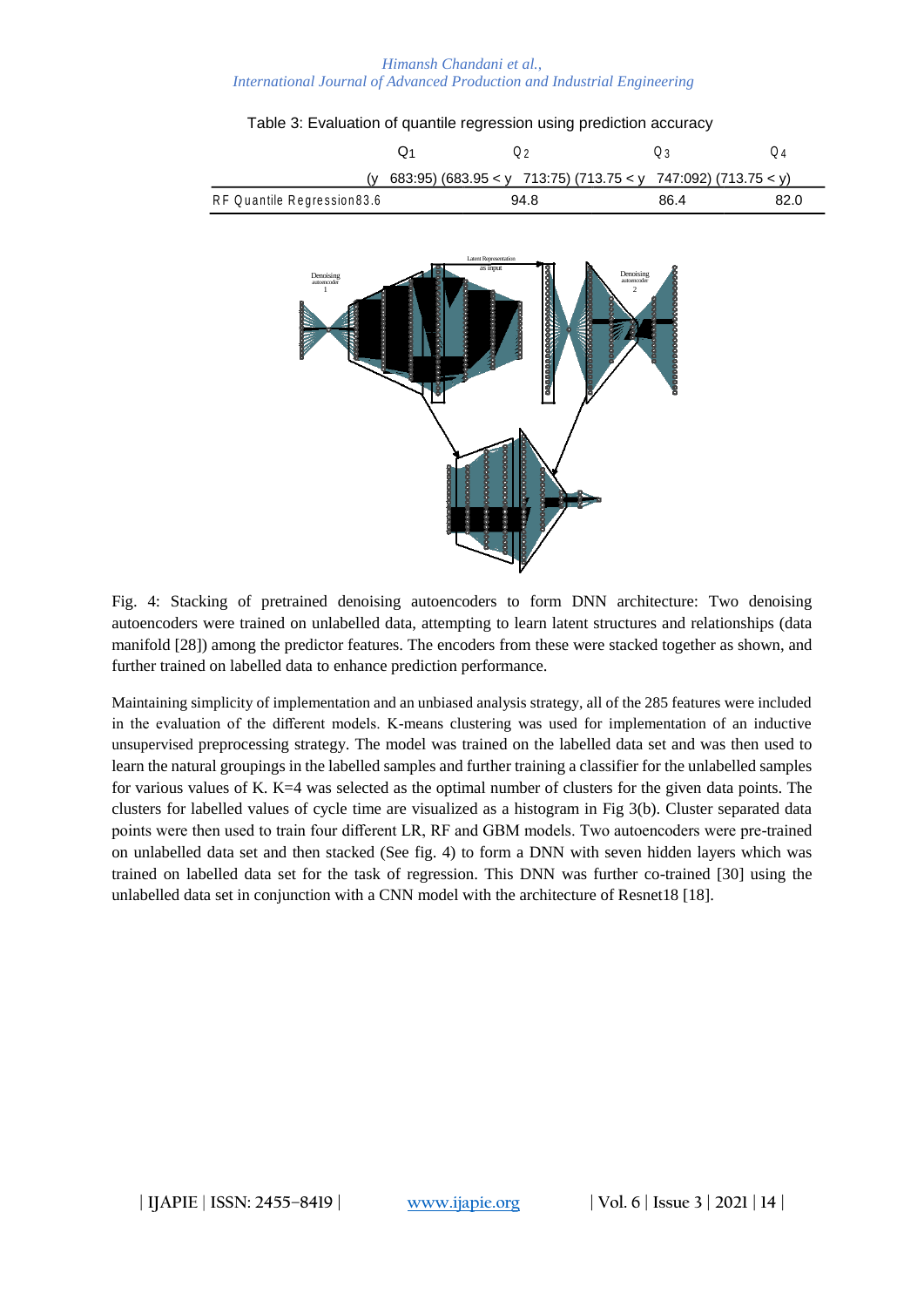Table 3: Evaluation of quantile regression using prediction accuracy

| | $Q_1$ | $Q_2$ | $Q_3$ | $Q_4$ |
|---|---|---|---|---|
| | (y 683:95) | (683.95 < y 713:75) | (713.75 < y 747:092) | (713.75 < y) |
| RF Quantile Regression | 83.6 | 94.8 | 86.4 | 82.0 |

Fig. 4: Stacking of pretrained denoising autoencoders to form DNN architecture: Two denoising autoencoders were trained on unlabelled data, attempting to learn latent structures and relationships (data manifold [28]) among the predictor features. The encoders from these were stacked together as shown, and further trained on labelled data to enhance prediction performance.

Maintaining simplicity of implementation and an unbiased analysis strategy, all of the 285 features were included in the evaluation of the different models. K-means clustering was used for implementation of an inductive unsupervised preprocessing strategy. The model was trained on the labelled data set and was then used to learn the natural groupings in the labelled samples and further training a classifier for the unlabelled samples for various values of K. K=4 was selected as the optimal number of clusters for the given data points. The clusters for labelled values of cycle time are visualized as a histogram in Fig 3(b). Cluster separated data points were then used to train four different LR, RF and GBM models. Two autoencoders were pre-trained on unlabelled data set and then stacked (See fig. 4) to form a DNN with seven hidden layers which was trained on labelled data set for the task of regression. This DNN was further co-trained [30] using the unlabelled data set in conjunction with a CNN model with the architecture of Resnet18 [18].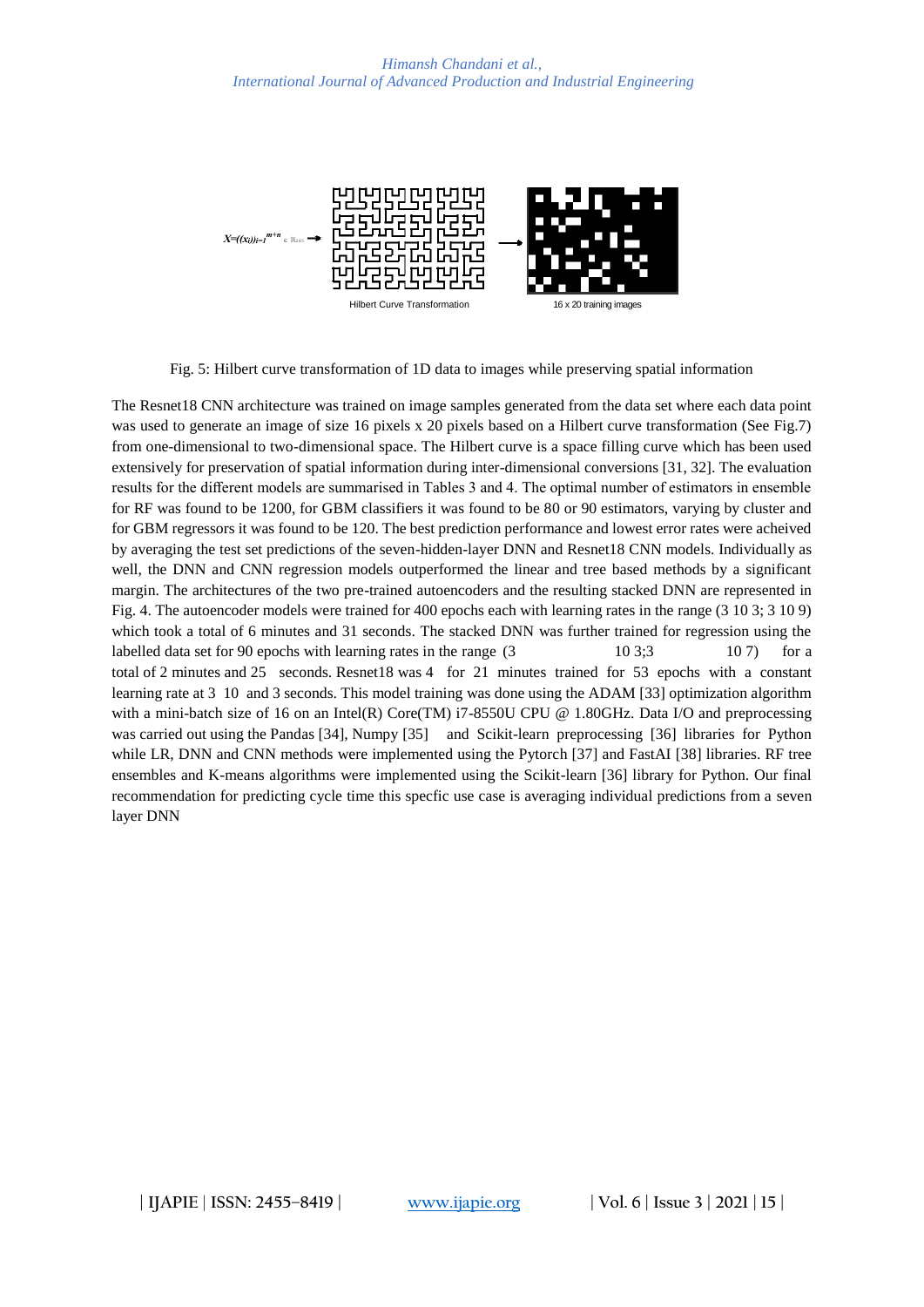Fig. 5: Hilbert curve transformation of 1D data to images while preserving spatial information

The Resnet18 CNN architecture was trained on image samples generated from the data set where each data point was used to generate an image of size 16 pixels x 20 pixels based on a Hilbert curve transformation (See Fig.7) from one-dimensional to two-dimensional space. The Hilbert curve is a space filling curve which has been used extensively for preservation of spatial information during inter-dimensional conversions [31, 32]. The evaluation results for the different models are summarised in Tables 3 and 4. The optimal number of estimators in ensemble for RF was found to be 1200, for GBM classifiers it was found to be 80 or 90 estimators, varying by cluster and for GBM regressors it was found to be 120. The best prediction performance and lowest error rates were acheived by averaging the test set predictions of the seven-hidden-layer DNN and Resnet18 CNN models. Individually as well, the DNN and CNN regression models outperformed the linear and tree based methods by a significant margin. The architectures of the two pre-trained autoencoders and the resulting stacked DNN are represented in Fig. 4. The autoencoder models were trained for 400 epochs each with learning rates in the range (3 10 3; 3 10 9) which took a total of 6 minutes and 31 seconds. The stacked DNN was further trained for regression using the labelled data set for 90 epochs with learning rates in the range (3 10 3;3 10 7) for a total of 2 minutes and 25 seconds. Resnet18 was 4 for 21 minutes trained for 53 epochs with a constant learning rate at 3 10 and 3 seconds. This model training was done using the ADAM [33] optimization algorithm with a mini-batch size of 16 on an Intel(R) Core(TM) i7-8550U CPU @ 1.80GHz. Data I/O and preprocessing was carried out using the Pandas [34], Numpy [35] and Scikit-learn preprocessing [36] libraries for Python while LR, DNN and CNN methods were implemented using the Pytorch [37] and FastAI [38] libraries. RF tree ensembles and K-means algorithms were implemented using the Scikit-learn [36] library for Python. Our final recommendation for predicting cycle time this specfic use case is averaging individual predictions from a seven layer DNN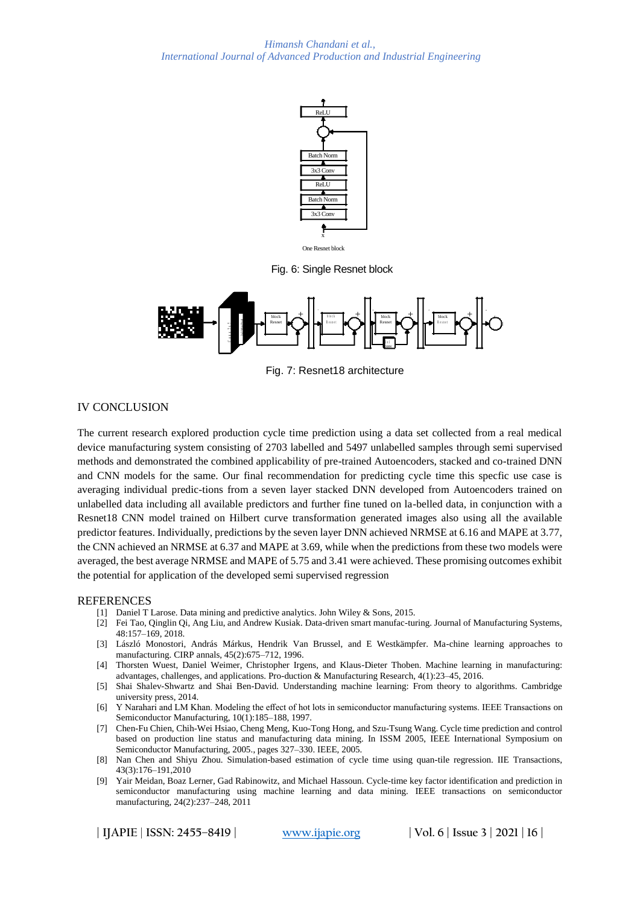Fig. 6: Single Resnet block

Fig. 7: Resnet18 architecture

## IV CONCLUSION

The current research explored production cycle time prediction using a data set collected from a real medical device manufacturing system consisting of 2703 labelled and 5497 unlabelled samples through semi supervised methods and demonstrated the combined applicability of pre-trained Autoencoders, stacked and co-trained DNN and CNN models for the same. Our final recommendation for predicting cycle time this specfic use case is averaging individual predic-tions from a seven layer stacked DNN developed from Autoencoders trained on unlabelled data including all available predictors and further fine tuned on la-belled data, in conjunction with a Resnet18 CNN model trained on Hilbert curve transformation generated images also using all the available predictor features. Individually, predictions by the seven layer DNN achieved NRMSE at 6.16 and MAPE at 3.77, the CNN achieved an NRMSE at 6.37 and MAPE at 3.69, while when the predictions from these two models were averaged, the best average NRMSE and MAPE of 5.75 and 3.41 were achieved. These promising outcomes exhibit the potential for application of the developed semi supervised regression

## REFERENCES

[1] Daniel T Larose. Data mining and predictive analytics. John Wiley & Sons, 2015.

[2] Fei Tao, Qinglin Qi, Ang Liu, and Andrew Kusiak. Data-driven smart manufac-turing. Journal of Manufacturing Systems, 48:157–169, 2018.

[3] László Monostori, András Márkus, Hendrik Van Brussel, and E Westkämpfer. Ma-chine learning approaches to manufacturing. CIRP annals, 45(2):675–712, 1996.

[4] Thorsten Wuest, Daniel Weimer, Christopher Irgens, and Klaus-Dieter Thoben. Machine learning in manufacturing: advantages, challenges, and applications. Pro-duction & Manufacturing Research, 4(1):23–45, 2016.

[5] Shai Shalev-Shwartz and Shai Ben-David. Understanding machine learning: From theory to algorithms. Cambridge university press, 2014.

[6] Y Narahari and LM Khan. Modeling the effect of hot lots in semiconductor manufacturing systems. IEEE Transactions on Semiconductor Manufacturing, 10(1):185–188, 1997.

[7] Chen-Fu Chien, Chih-Wei Hsiao, Cheng Meng, Kuo-Tong Hong, and Szu-Tsung Wang. Cycle time prediction and control based on production line status and manufacturing data mining. In ISSM 2005, IEEE International Symposium on Semiconductor Manufacturing, 2005., pages 327–330. IEEE, 2005.

[8] Nan Chen and Shiyu Zhou. Simulation-based estimation of cycle time using quan-tile regression. IIE Transactions, 43(3):176–191,2010

[9] Yair Meidan, Boaz Lerner, Gad Rabinowitz, and Michael Hassoun. Cycle-time key factor identification and prediction in semiconductor manufacturing using machine learning and data mining. IEEE transactions on semiconductor manufacturing, 24(2):237–248, 2011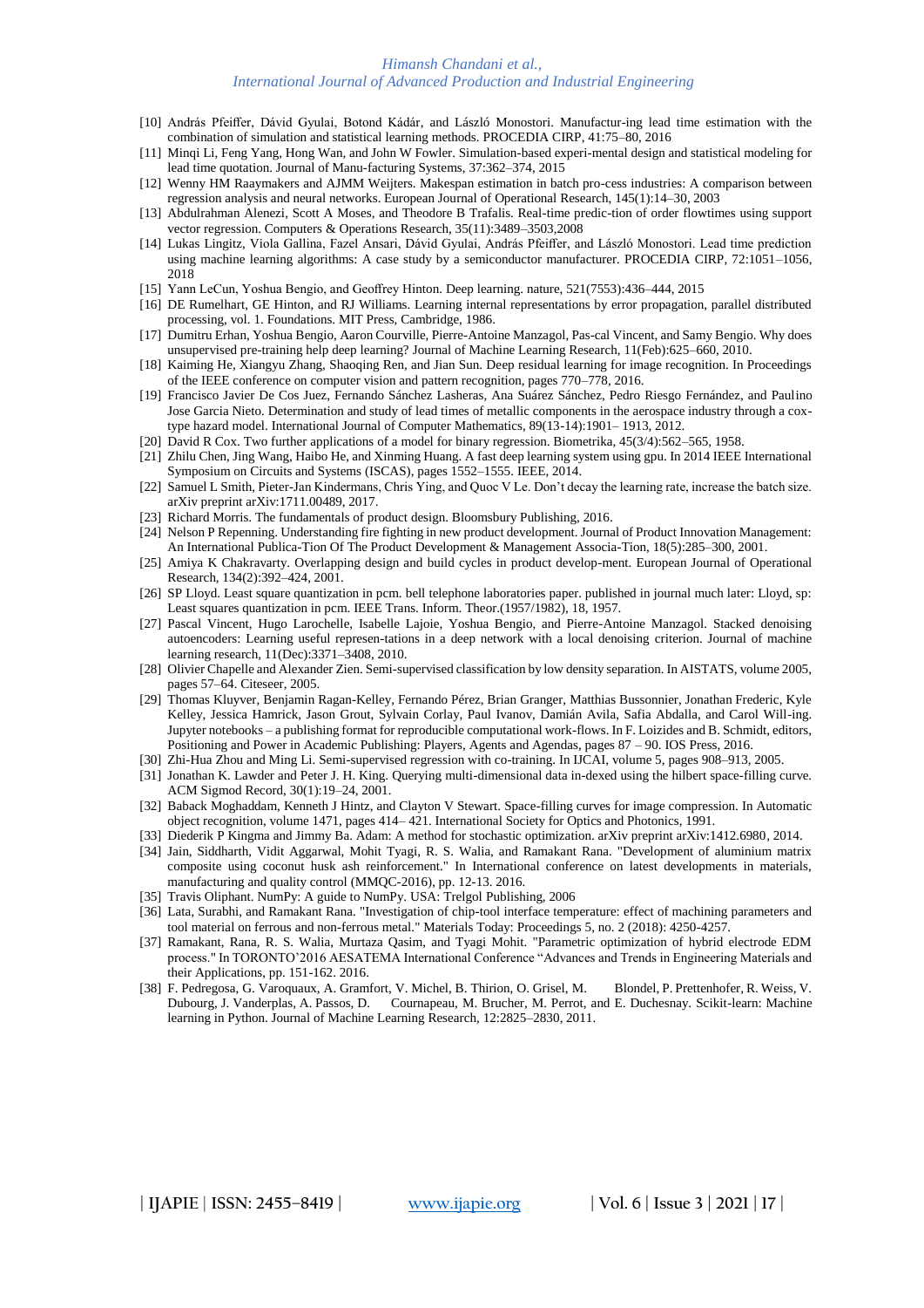[10] András Pfeiffer, Dávid Gyulai, Botond Kádár, and László Monostori. Manufactur-ing lead time estimation with the combination of simulation and statistical learning methods. PROCEDIA CIRP, 41:75–80, 2016

[11] Minqi Li, Feng Yang, Hong Wan, and John W Fowler. Simulation-based experi-mental design and statistical modeling for lead time quotation. Journal of Manu-facturing Systems, 37:362–374, 2015

[12] Wenny HM Raaymakers and AJMM Weijters. Makespan estimation in batch pro-cess industries: A comparison between regression analysis and neural networks. European Journal of Operational Research, 145(1):14–30, 2003

[13] Abdulrahman Alenezi, Scott A Moses, and Theodore B Trafalis. Real-time predic-tion of order flowtimes using support vector regression. Computers & Operations Research, 35(11):3489–3503,2008

[14] Lukas Lingitz, Viola Gallina, Fazel Ansari, Dávid Gyulai, András Pfeiffer, and László Monostori. Lead time prediction using machine learning algorithms: A case study by a semiconductor manufacturer. PROCEDIA CIRP, 72:1051–1056, 2018

[15] Yann LeCun, Yoshua Bengio, and Geoffrey Hinton. Deep learning. nature, 521(7553):436–444, 2015

[16] DE Rumelhart, GE Hinton, and RJ Williams. Learning internal representations by error propagation, parallel distributed processing, vol. 1. Foundations. MIT Press, Cambridge, 1986.

[17] Dumitru Erhan, Yoshua Bengio, Aaron Courville, Pierre-Antoine Manzagol, Pas-cal Vincent, and Samy Bengio. Why does unsupervised pre-training help deep learning? Journal of Machine Learning Research, 11(Feb):625–660, 2010.

[18] Kaiming He, Xiangyu Zhang, Shaoqing Ren, and Jian Sun. Deep residual learning for image recognition. In Proceedings of the IEEE conference on computer vision and pattern recognition, pages 770–778, 2016.

[19] Francisco Javier De Cos Juez, Fernando Sánchez Lasheras, Ana Suárez Sánchez, Pedro Riesgo Fernández, and Paulino Jose Garcia Nieto. Determination and study of lead times of metallic components in the aerospace industry through a cox-type hazard model. International Journal of Computer Mathematics, 89(13-14):1901– 1913, 2012.

[20] David R Cox. Two further applications of a model for binary regression. Biometrika, 45(3/4):562–565, 1958.

[21] Zhilu Chen, Jing Wang, Haibo He, and Xinming Huang. A fast deep learning system using gpu. In 2014 IEEE International Symposium on Circuits and Systems (ISCAS), pages 1552–1555. IEEE, 2014.

[22] Samuel L Smith, Pieter-Jan Kindermans, Chris Ying, and Quoc V Le. Don't decay the learning rate, increase the batch size. arXiv preprint arXiv:1711.00489, 2017.

[23] Richard Morris. The fundamentals of product design. Bloomsbury Publishing, 2016.

[24] Nelson P Repenning. Understanding fire fighting in new product development. Journal of Product Innovation Management: An International Publica-Tion Of The Product Development & Management Associa-Tion, 18(5):285–300, 2001.

[25] Amiya K Chakravarty. Overlapping design and build cycles in product develop-ment. European Journal of Operational Research, 134(2):392–424, 2001.

[26] SP Lloyd. Least square quantization in pcm. bell telephone laboratories paper. published in journal much later: Lloyd, sp: Least squares quantization in PCM. IEEE Trans. Inform. Theor.(1957/1982), 18, 1957.

[27] Pascal Vincent, Hugo Larochelle, Isabelle Lajoie, Yoshua Bengio, and Pierre-Antoine Manzagol. Stacked denoising autoencoders: Learning useful represen-tations in a deep network with a local denoising criterion. Journal of machine learning research, 11(Dec):3371–3408, 2010.

[28] Olivier Chapelle and Alexander Zien. Semi-supervised classification by low density separation. In AISTATS, volume 2005, pages 57–64. Citeseer, 2005.

[29] Thomas Kluyver, Benjamin Ragan-Kelley, Fernando Pérez, Brian Granger, Matthias Bussonnier, Jonathan Frederic, Kyle Kelley, Jessica Hamrick, Jason Grout, Sylvain Corlay, Paul Ivanov, Damián Avila, Safia Abdalla, and Carol Will-ing. Jupyter notebooks – a publishing format for reproducible computational work-flows. In F. Loizides and B. Schmidt, editors, Positioning and Power in Academic Publishing: Players, Agents and Agendas, pages 87 – 90. IOS Press, 2016.

[30] Zhi-Hua Zhou and Ming Li. Semi-supervised regression with co-training. In IJCAI, volume 5, pages 908–913, 2005.

[31] Jonathan K. Lawder and Peter J. H. King. Querying multi-dimensional data in-dexed using the hilbert space-filling curve. ACM Sigmod Record, 30(1):19–24, 2001.

[32] Baback Moghaddam, Kenneth J Hintz, and Clayton V Stewart. Space-filling curves for image compression. In Automatic object recognition, volume 1471, pages 414– 421. International Society for Optics and Photonics, 1991.

[33] Diederik P Kingma and Jimmy Ba. Adam: A method for stochastic optimization. arXiv preprint arXiv:1412.6980, 2014.

[34] Jain, Siddharth, Vidit Aggarwal, Mohit Tyagi, R. S. Walia, and Ramakant Rana. "Development of aluminium matrix composite using coconut husk ash reinforcement." In International conference on latest developments in materials, manufacturing and quality control (MMQC-2016), pp. 12-13. 2016.

[35] Travis Oliphant. NumPy: A guide to NumPy. USA: Trelgol Publishing, 2006

[36] Lata, Surabhi, and Ramakant Rana. "Investigation of chip-tool interface temperature: effect of machining parameters and tool material on ferrous and non-ferrous metal." Materials Today: Proceedings 5, no. 2 (2018): 4250-4257.

[37] Ramakant, Rana, R. S. Walia, Murtaza Qasim, and Tyagi Mohit. "Parametric optimization of hybrid electrode EDM process." In TORONTO'2016 AESATEMA International Conference "Advances and Trends in Engineering Materials and their Applications, pp. 151-162. 2016.

[38] F. Pedregosa, G. Varoquaux, A. Gramfort, V. Michel, B. Thirion, O. Grisel, M. Blondel, P. Prettenhofer, R. Weiss, V. Dubourg, J. Vanderplas, A. Passos, D. Cournapeau, M. Brucher, M. Perrot, and E. Duchesnay. Scikit-learn: Machine learning in Python. Journal of Machine Learning Research, 12:2825–2830, 2011.